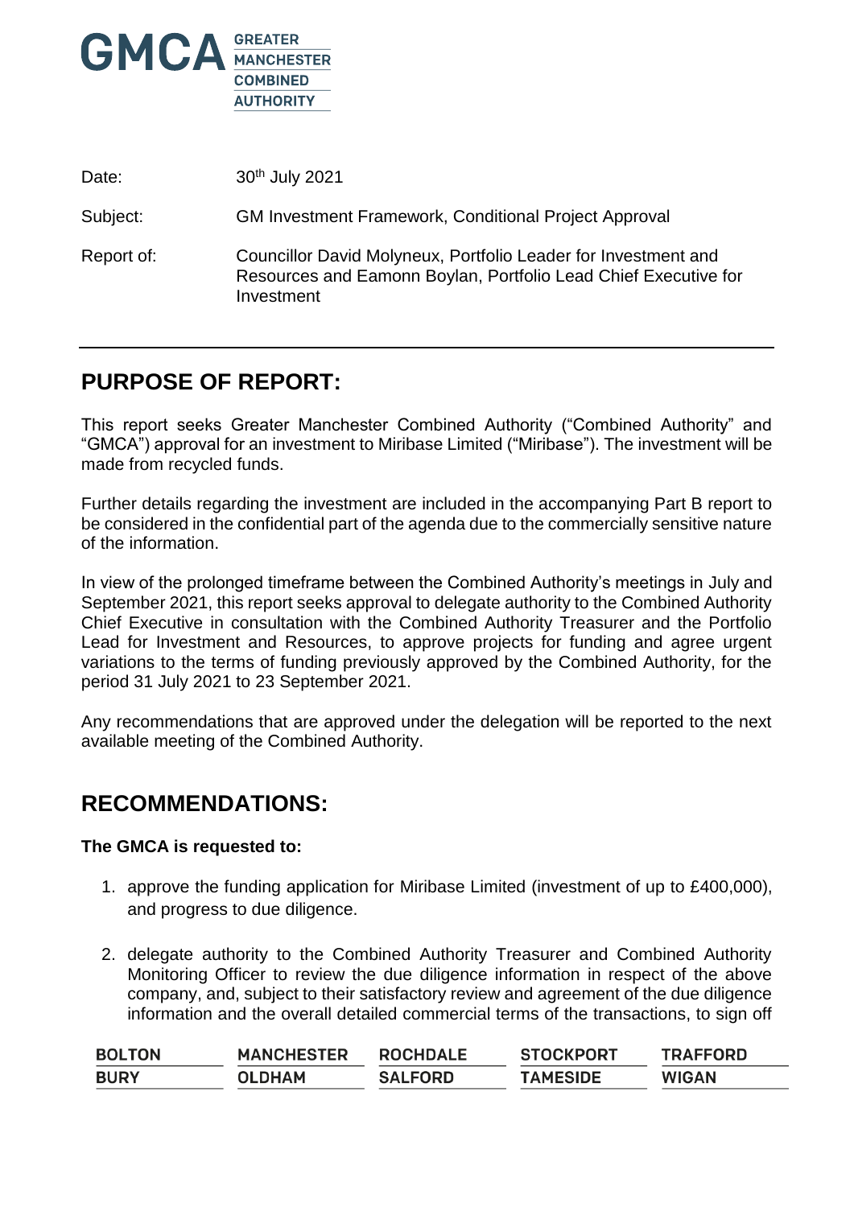GMCA GREATER MANCHESTER COMBINED AUTHORITY

Date: 30th July 2021

Subject: GM Investment Framework, Conditional Project Approval

Report of: Councillor David Molyneux, Portfolio Leader for Investment and Resources and Eamonn Boylan, Portfolio Lead Chief Executive for Investment

## PURPOSE OF REPORT:

This report seeks Greater Manchester Combined Authority ("Combined Authority" and "GMCA") approval for an investment to Miribase Limited ("Miribase"). The investment will be made from recycled funds.

Further details regarding the investment are included in the accompanying Part B report to be considered in the confidential part of the agenda due to the commercially sensitive nature of the information.

In view of the prolonged timeframe between the Combined Authority's meetings in July and September 2021, this report seeks approval to delegate authority to the Combined Authority Chief Executive in consultation with the Combined Authority Treasurer and the Portfolio Lead for Investment and Resources, to approve projects for funding and agree urgent variations to the terms of funding previously approved by the Combined Authority, for the period 31 July 2021 to 23 September 2021.

Any recommendations that are approved under the delegation will be reported to the next available meeting of the Combined Authority.

## RECOMMENDATIONS:

**The GMCA is requested to:**

1. approve the funding application for Miribase Limited (investment of up to £400,000), and progress to due diligence.

2. delegate authority to the Combined Authority Treasurer and Combined Authority Monitoring Officer to review the due diligence information in respect of the above company, and, subject to their satisfactory review and agreement of the due diligence information and the overall detailed commercial terms of the transactions, to sign off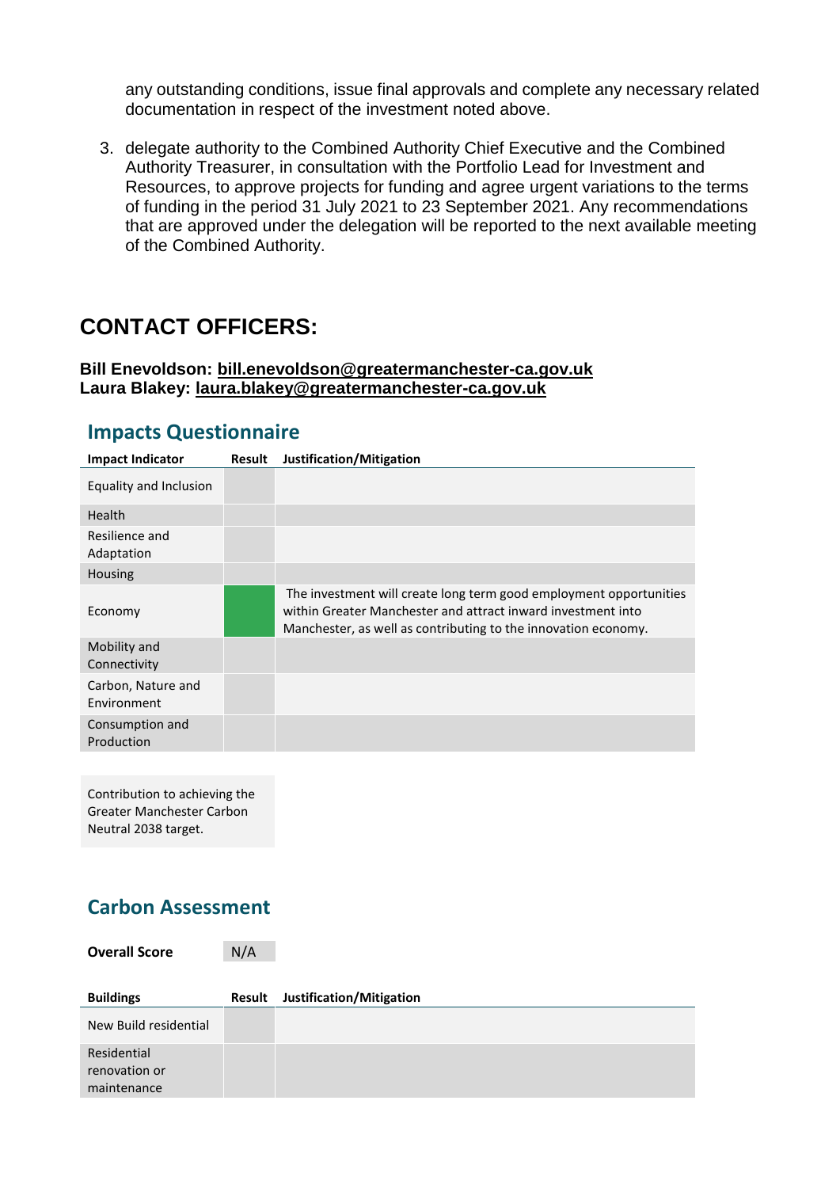any outstanding conditions, issue final approvals and complete any necessary related documentation in respect of the investment noted above.

3. delegate authority to the Combined Authority Chief Executive and the Combined Authority Treasurer, in consultation with the Portfolio Lead for Investment and Resources, to approve projects for funding and agree urgent variations to the terms of funding in the period 31 July 2021 to 23 September 2021. Any recommendations that are approved under the delegation will be reported to the next available meeting of the Combined Authority.

## CONTACT OFFICERS:

**Bill Enevoldson: bill.enevoldson@greatermanchester-ca.gov.uk**
**Laura Blakey: laura.blakey@greatermanchester-ca.gov.uk**

## Impacts Questionnaire

| Impact Indicator | Result | Justification/Mitigation |
|---|---|---|
| Equality and Inclusion | | |
| Health | | |
| Resilience and Adaptation | | |
| Housing | | |
| Economy | | The investment will create long term good employment opportunities within Greater Manchester and attract inward investment into Manchester, as well as contributing to the innovation economy. |
| Mobility and Connectivity | | |
| Carbon, Nature and Environment | | |
| Consumption and Production | | |

Contribution to achieving the Greater Manchester Carbon Neutral 2038 target.

## Carbon Assessment

**Overall Score** N/A

| Buildings | Result | Justification/Mitigation |
|---|---|---|
| New Build residential | | |
| Residential renovation or maintenance | | |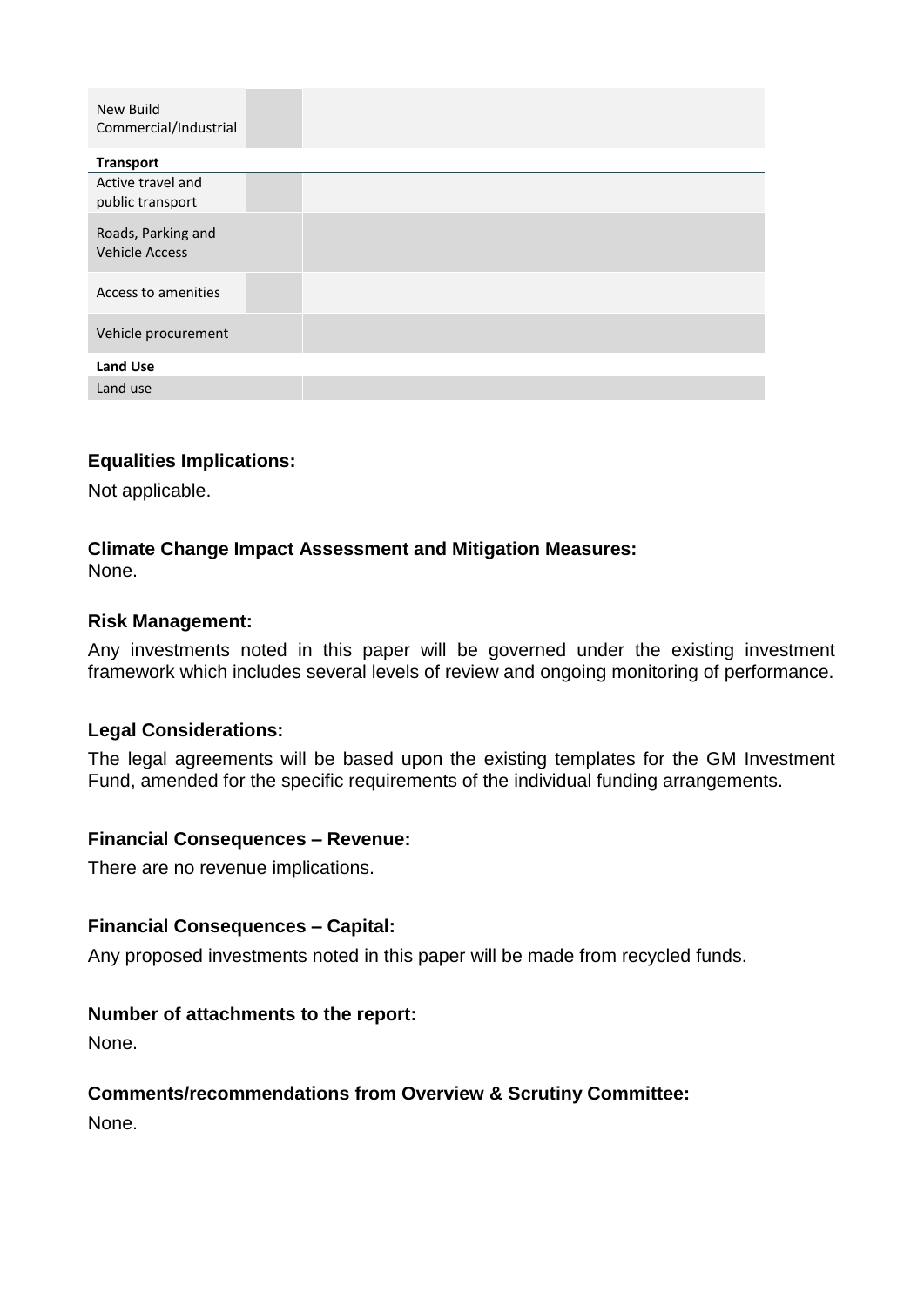| | | |
|---|---|---|
| New Build Commercial/Industrial | | |
| **Transport** | | |
| Active travel and public transport | | |
| Roads, Parking and Vehicle Access | | |
| Access to amenities | | |
| Vehicle procurement | | |
| **Land Use** | | |
| Land use | | |

**Equalities Implications:**

Not applicable.

**Climate Change Impact Assessment and Mitigation Measures:**

None.

**Risk Management:**

Any investments noted in this paper will be governed under the existing investment framework which includes several levels of review and ongoing monitoring of performance.

**Legal Considerations:**

The legal agreements will be based upon the existing templates for the GM Investment Fund, amended for the specific requirements of the individual funding arrangements.

**Financial Consequences – Revenue:**

There are no revenue implications.

**Financial Consequences – Capital:**

Any proposed investments noted in this paper will be made from recycled funds.

**Number of attachments to the report:**

None.

**Comments/recommendations from Overview & Scrutiny Committee:**

None.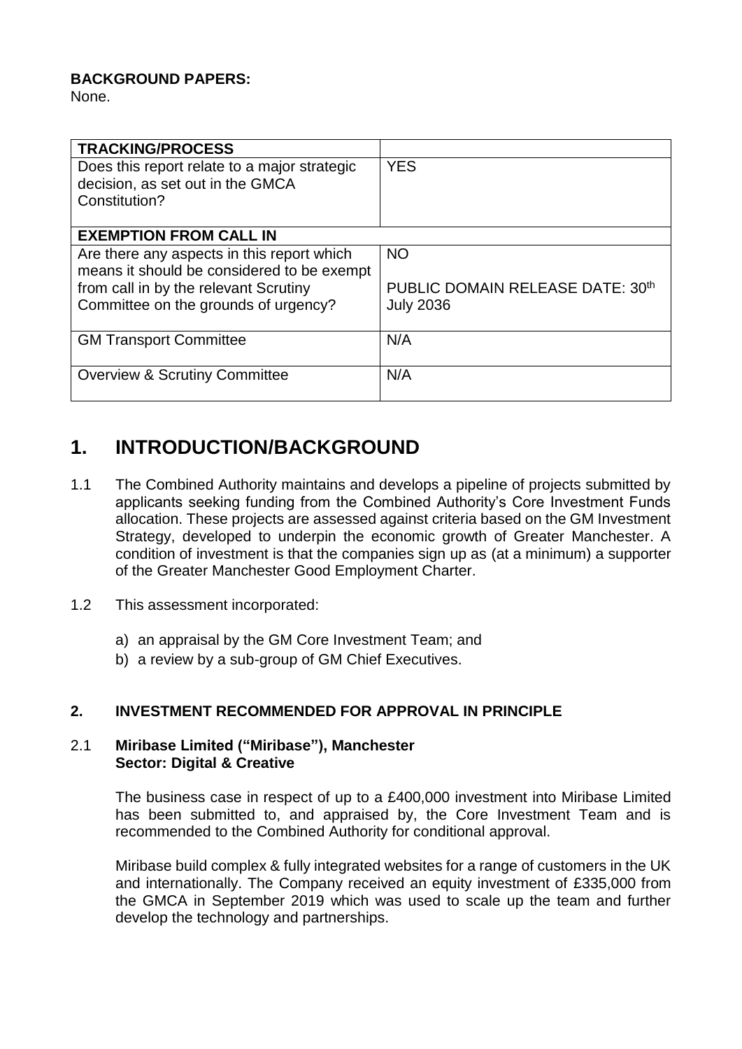**BACKGROUND PAPERS:**
None.

| **TRACKING/PROCESS** | |
|---|---|
| Does this report relate to a major strategic decision, as set out in the GMCA Constitution? | YES |
| **EXEMPTION FROM CALL IN** | |
| Are there any aspects in this report which means it should be considered to be exempt from call in by the relevant Scrutiny Committee on the grounds of urgency? | NO<br><br>PUBLIC DOMAIN RELEASE DATE: 30th July 2036 |
| GM Transport Committee | N/A |
| Overview & Scrutiny Committee | N/A |

# 1. INTRODUCTION/BACKGROUND

1.1 The Combined Authority maintains and develops a pipeline of projects submitted by applicants seeking funding from the Combined Authority's Core Investment Funds allocation. These projects are assessed against criteria based on the GM Investment Strategy, developed to underpin the economic growth of Greater Manchester. A condition of investment is that the companies sign up as (at a minimum) a supporter of the Greater Manchester Good Employment Charter.

1.2 This assessment incorporated:

a) an appraisal by the GM Core Investment Team; and
b) a review by a sub-group of GM Chief Executives.

## 2. INVESTMENT RECOMMENDED FOR APPROVAL IN PRINCIPLE

### 2.1 Miribase Limited ("Miribase"), Manchester
**Sector: Digital & Creative**

The business case in respect of up to a £400,000 investment into Miribase Limited has been submitted to, and appraised by, the Core Investment Team and is recommended to the Combined Authority for conditional approval.

Miribase build complex & fully integrated websites for a range of customers in the UK and internationally. The Company received an equity investment of £335,000 from the GMCA in September 2019 which was used to scale up the team and further develop the technology and partnerships.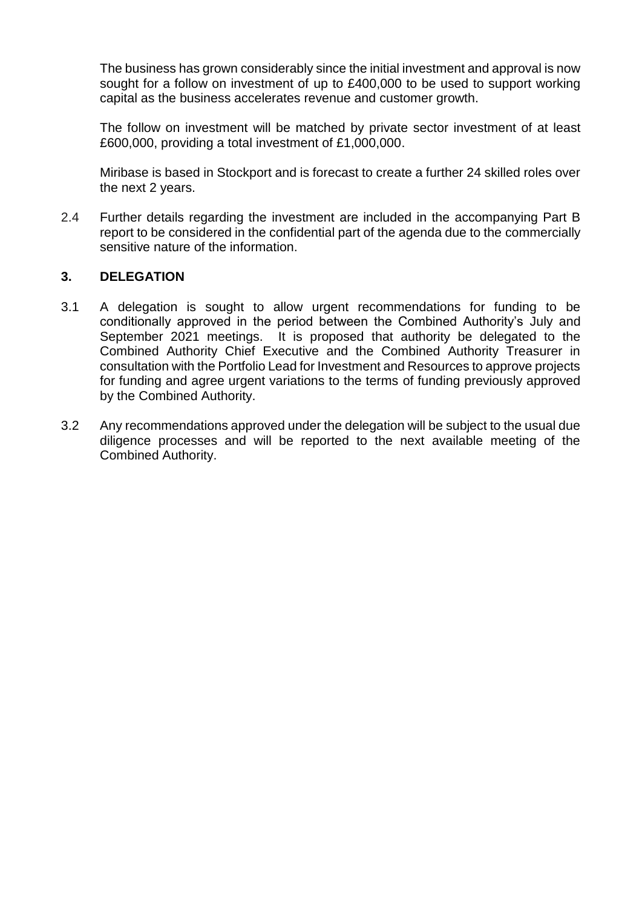The business has grown considerably since the initial investment and approval is now sought for a follow on investment of up to £400,000 to be used to support working capital as the business accelerates revenue and customer growth.

The follow on investment will be matched by private sector investment of at least £600,000, providing a total investment of £1,000,000.

Miribase is based in Stockport and is forecast to create a further 24 skilled roles over the next 2 years.

2.4 Further details regarding the investment are included in the accompanying Part B report to be considered in the confidential part of the agenda due to the commercially sensitive nature of the information.

## 3. DELEGATION

3.1 A delegation is sought to allow urgent recommendations for funding to be conditionally approved in the period between the Combined Authority's July and September 2021 meetings. It is proposed that authority be delegated to the Combined Authority Chief Executive and the Combined Authority Treasurer in consultation with the Portfolio Lead for Investment and Resources to approve projects for funding and agree urgent variations to the terms of funding previously approved by the Combined Authority.

3.2 Any recommendations approved under the delegation will be subject to the usual due diligence processes and will be reported to the next available meeting of the Combined Authority.